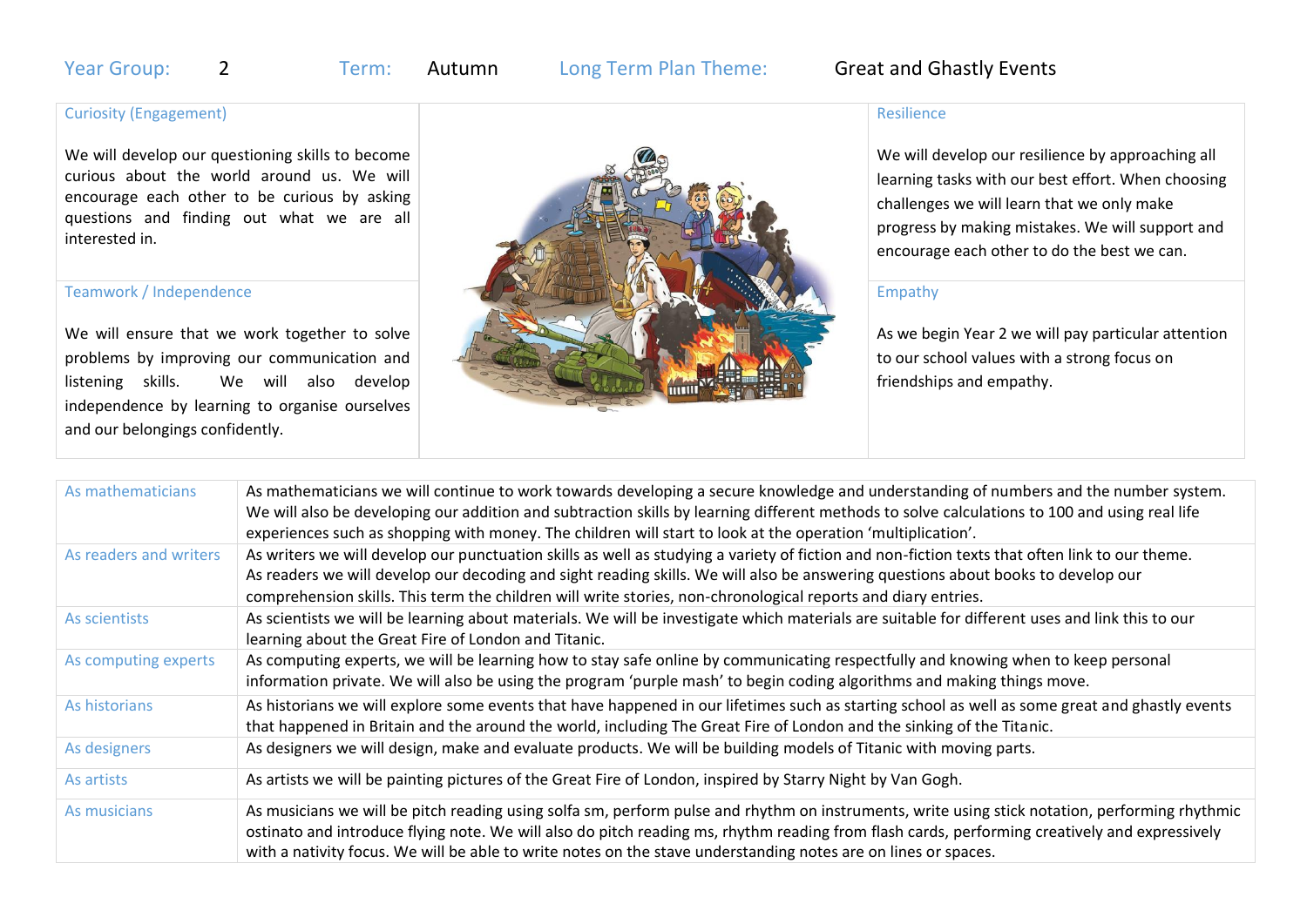**Year Group:** 2 **Term:** Autumn **Long Term Plan Theme:** Great and Ghastly Events

### Curiosity (Engagement)

We will develop our questioning skills to become curious about the world around us. We will encourage each other to be curious by asking questions and finding out what we are all interested in.

### Teamwork / Independence

We will ensure that we work together to solve problems by improving our communication and listening skills. We will also develop independence by learning to organise ourselves and our belongings confidently.

### Resilience

We will develop our resilience by approaching all learning tasks with our best effort. When choosing challenges we will learn that we only make progress by making mistakes. We will support and encourage each other to do the best we can.

### Empathy

As we begin Year 2 we will pay particular attention to our school values with a strong focus on friendships and empathy.

| | |
|---|---|
| As mathematicians | As mathematicians we will continue to work towards developing a secure knowledge and understanding of numbers and the number system. We will also be developing our addition and subtraction skills by learning different methods to solve calculations to 100 and using real life experiences such as shopping with money. The children will start to look at the operation 'multiplication'. |
| As readers and writers | As writers we will develop our punctuation skills as well as studying a variety of fiction and non-fiction texts that often link to our theme. As readers we will develop our decoding and sight reading skills. We will also be answering questions about books to develop our comprehension skills. This term the children will write stories, non-chronological reports and diary entries. |
| As scientists | As scientists we will be learning about materials. We will be investigate which materials are suitable for different uses and link this to our learning about the Great Fire of London and Titanic. |
| As computing experts | As computing experts, we will be learning how to stay safe online by communicating respectfully and knowing when to keep personal information private. We will also be using the program 'purple mash' to begin coding algorithms and making things move. |
| As historians | As historians we will explore some events that have happened in our lifetimes such as starting school as well as some great and ghastly events that happened in Britain and the around the world, including The Great Fire of London and the sinking of the Titanic. |
| As designers | As designers we will design, make and evaluate products. We will be building models of Titanic with moving parts. |
| As artists | As artists we will be painting pictures of the Great Fire of London, inspired by Starry Night by Van Gogh. |
| As musicians | As musicians we will be pitch reading using solfa sm, perform pulse and rhythm on instruments, write using stick notation, performing rhythmic ostinato and introduce flying note. We will also do pitch reading ms, rhythm reading from flash cards, performing creatively and expressively with a nativity focus. We will be able to write notes on the stave understanding notes are on lines or spaces. |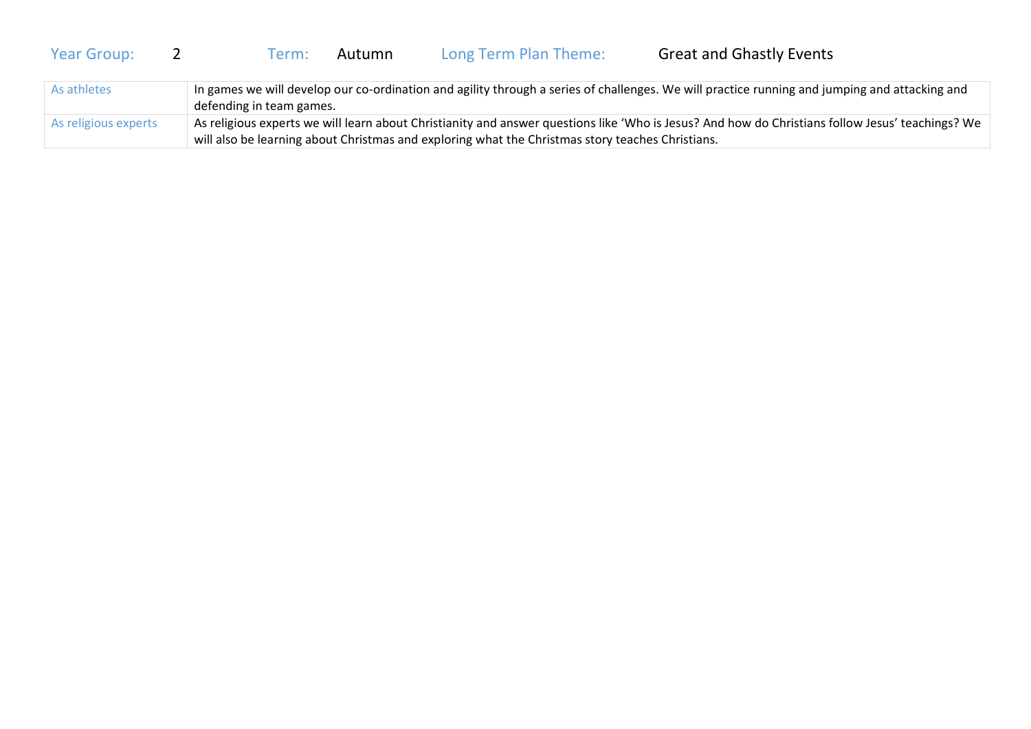Year Group: 2 Term: Autumn Long Term Plan Theme: Great and Ghastly Events

| | |
|---|---|
| As athletes | In games we will develop our co-ordination and agility through a series of challenges. We will practice running and jumping and attacking and defending in team games. |
| As religious experts | As religious experts we will learn about Christianity and answer questions like 'Who is Jesus? And how do Christians follow Jesus' teachings? We will also be learning about Christmas and exploring what the Christmas story teaches Christians. |